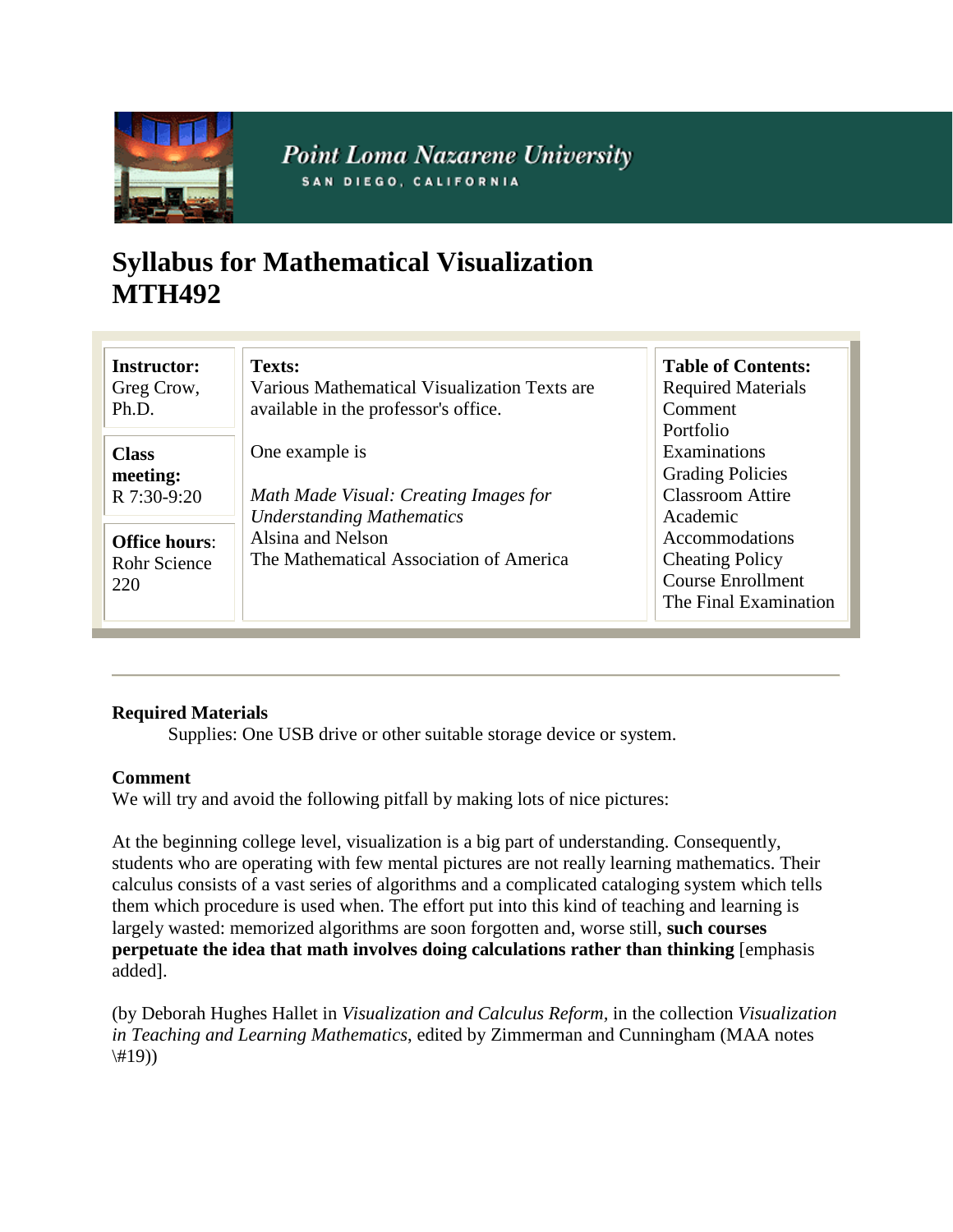Point Loma Nazarene University
SAN DIEGO, CALIFORNIA

# Syllabus for Mathematical Visualization MTH492

| **Instructor:** Greg Crow, Ph.D. | **Texts:** Various Mathematical Visualization Texts are available in the professor's office. | **Table of Contents:** |
|---|---|---|
| **Class meeting:** R 7:30-9:20 | One example is | Required Materials |
| **Office hours**: Rohr Science 220 | *Math Made Visual: Creating Images for Understanding Mathematics* Alsina and Nelson The Mathematical Association of America | Comment<br>Portfolio<br>Examinations<br>Grading Policies<br>Classroom Attire<br>Academic Accommodations<br>Cheating Policy<br>Course Enrollment<br>The Final Examination |

---

**Required Materials**

Supplies: One USB drive or other suitable storage device or system.

**Comment**

We will try and avoid the following pitfall by making lots of nice pictures:

At the beginning college level, visualization is a big part of understanding. Consequently, students who are operating with few mental pictures are not really learning mathematics. Their calculus consists of a vast series of algorithms and a complicated cataloging system which tells them which procedure is used when. The effort put into this kind of teaching and learning is largely wasted: memorized algorithms are soon forgotten and, worse still, **such courses perpetuate the idea that math involves doing calculations rather than thinking** [emphasis added].

(by Deborah Hughes Hallet in *Visualization and Calculus Reform*, in the collection *Visualization in Teaching and Learning Mathematics*, edited by Zimmerman and Cunningham (MAA notes \#19))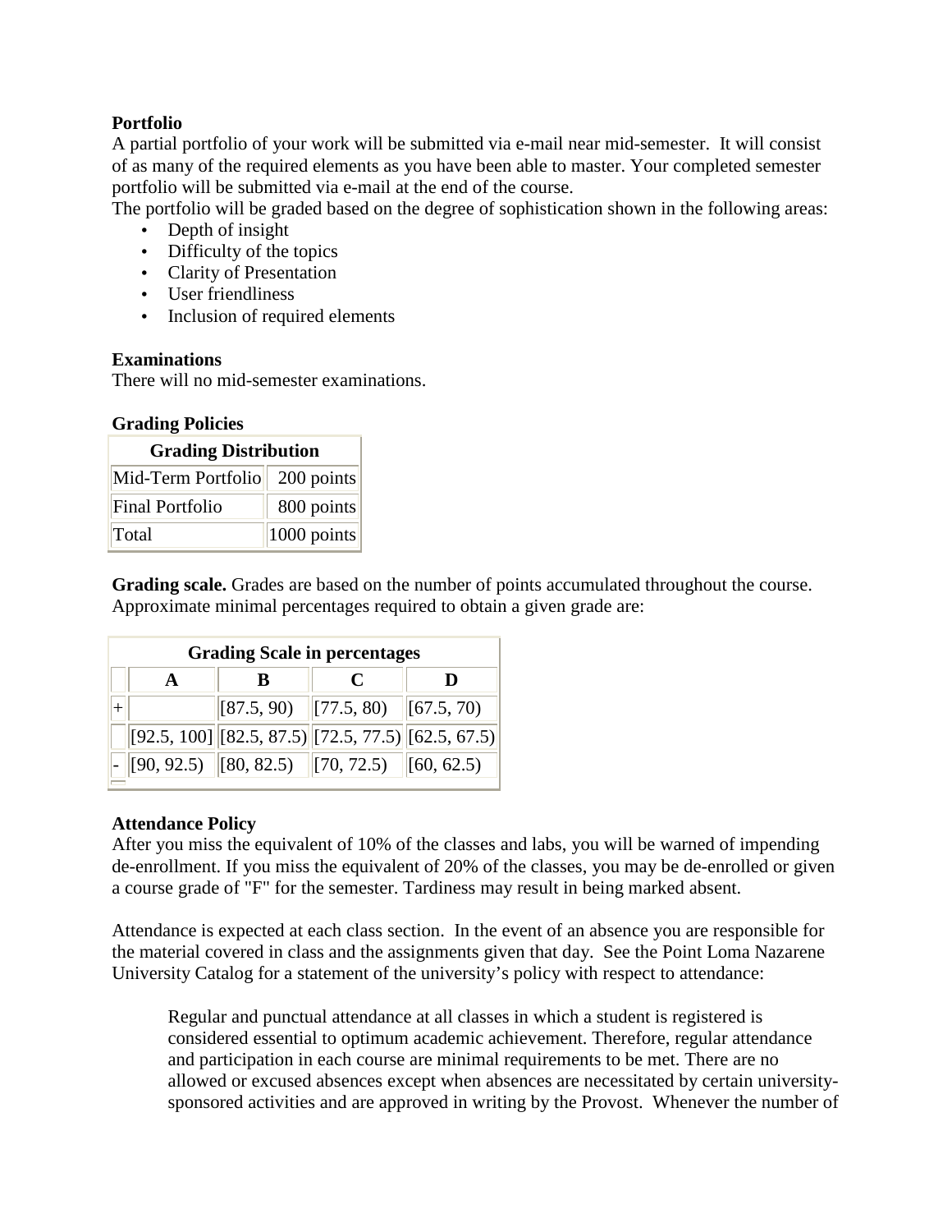**Portfolio**
A partial portfolio of your work will be submitted via e-mail near mid-semester. It will consist of as many of the required elements as you have been able to master. Your completed semester portfolio will be submitted via e-mail at the end of the course.
The portfolio will be graded based on the degree of sophistication shown in the following areas:

- Depth of insight
- Difficulty of the topics
- Clarity of Presentation
- User friendliness
- Inclusion of required elements

**Examinations**
There will no mid-semester examinations.

**Grading Policies**

| Grading Distribution | |
|---|---|
| Mid-Term Portfolio | 200 points |
| Final Portfolio | 800 points |
| Total | 1000 points |

**Grading scale.** Grades are based on the number of points accumulated throughout the course. Approximate minimal percentages required to obtain a given grade are:

| Grading Scale in percentages | | | | |
|---|---|---|---|---|
| | A | B | C | D |
| + | | [87.5, 90) | [77.5, 80) | [67.5, 70) |
| | [92.5, 100] | [82.5, 87.5) | [72.5, 77.5) | [62.5, 67.5) |
| - | [90, 92.5) | [80, 82.5) | [70, 72.5) | [60, 62.5) |

**Attendance Policy**
After you miss the equivalent of 10% of the classes and labs, you will be warned of impending de-enrollment. If you miss the equivalent of 20% of the classes, you may be de-enrolled or given a course grade of "F" for the semester. Tardiness may result in being marked absent.

Attendance is expected at each class section. In the event of an absence you are responsible for the material covered in class and the assignments given that day. See the Point Loma Nazarene University Catalog for a statement of the university's policy with respect to attendance:

> Regular and punctual attendance at all classes in which a student is registered is considered essential to optimum academic achievement. Therefore, regular attendance and participation in each course are minimal requirements to be met. There are no allowed or excused absences except when absences are necessitated by certain university-sponsored activities and are approved in writing by the Provost. Whenever the number of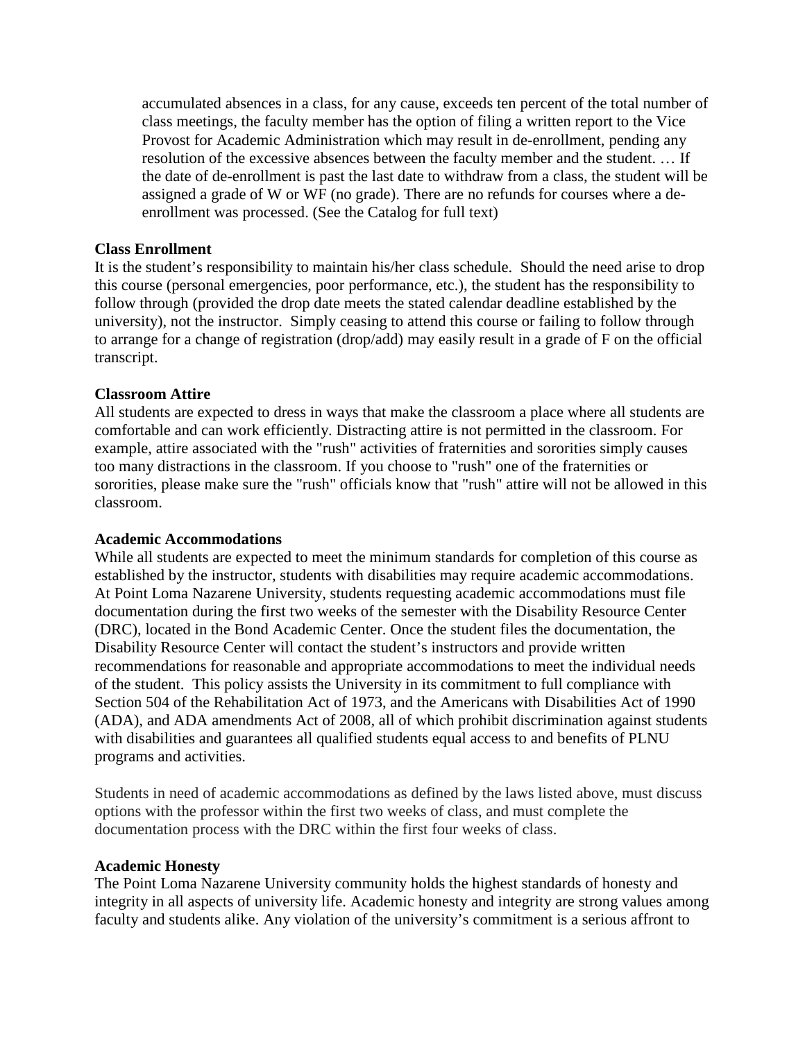accumulated absences in a class, for any cause, exceeds ten percent of the total number of class meetings, the faculty member has the option of filing a written report to the Vice Provost for Academic Administration which may result in de-enrollment, pending any resolution of the excessive absences between the faculty member and the student. … If the date of de-enrollment is past the last date to withdraw from a class, the student will be assigned a grade of W or WF (no grade). There are no refunds for courses where a de-enrollment was processed. (See the Catalog for full text)

**Class Enrollment**

It is the student's responsibility to maintain his/her class schedule. Should the need arise to drop this course (personal emergencies, poor performance, etc.), the student has the responsibility to follow through (provided the drop date meets the stated calendar deadline established by the university), not the instructor. Simply ceasing to attend this course or failing to follow through to arrange for a change of registration (drop/add) may easily result in a grade of F on the official transcript.

**Classroom Attire**

All students are expected to dress in ways that make the classroom a place where all students are comfortable and can work efficiently. Distracting attire is not permitted in the classroom. For example, attire associated with the "rush" activities of fraternities and sororities simply causes too many distractions in the classroom. If you choose to "rush" one of the fraternities or sororities, please make sure the "rush" officials know that "rush" attire will not be allowed in this classroom.

**Academic Accommodations**

While all students are expected to meet the minimum standards for completion of this course as established by the instructor, students with disabilities may require academic accommodations. At Point Loma Nazarene University, students requesting academic accommodations must file documentation during the first two weeks of the semester with the Disability Resource Center (DRC), located in the Bond Academic Center. Once the student files the documentation, the Disability Resource Center will contact the student's instructors and provide written recommendations for reasonable and appropriate accommodations to meet the individual needs of the student. This policy assists the University in its commitment to full compliance with Section 504 of the Rehabilitation Act of 1973, and the Americans with Disabilities Act of 1990 (ADA), and ADA amendments Act of 2008, all of which prohibit discrimination against students with disabilities and guarantees all qualified students equal access to and benefits of PLNU programs and activities.

Students in need of academic accommodations as defined by the laws listed above, must discuss options with the professor within the first two weeks of class, and must complete the documentation process with the DRC within the first four weeks of class.

**Academic Honesty**

The Point Loma Nazarene University community holds the highest standards of honesty and integrity in all aspects of university life. Academic honesty and integrity are strong values among faculty and students alike. Any violation of the university's commitment is a serious affront to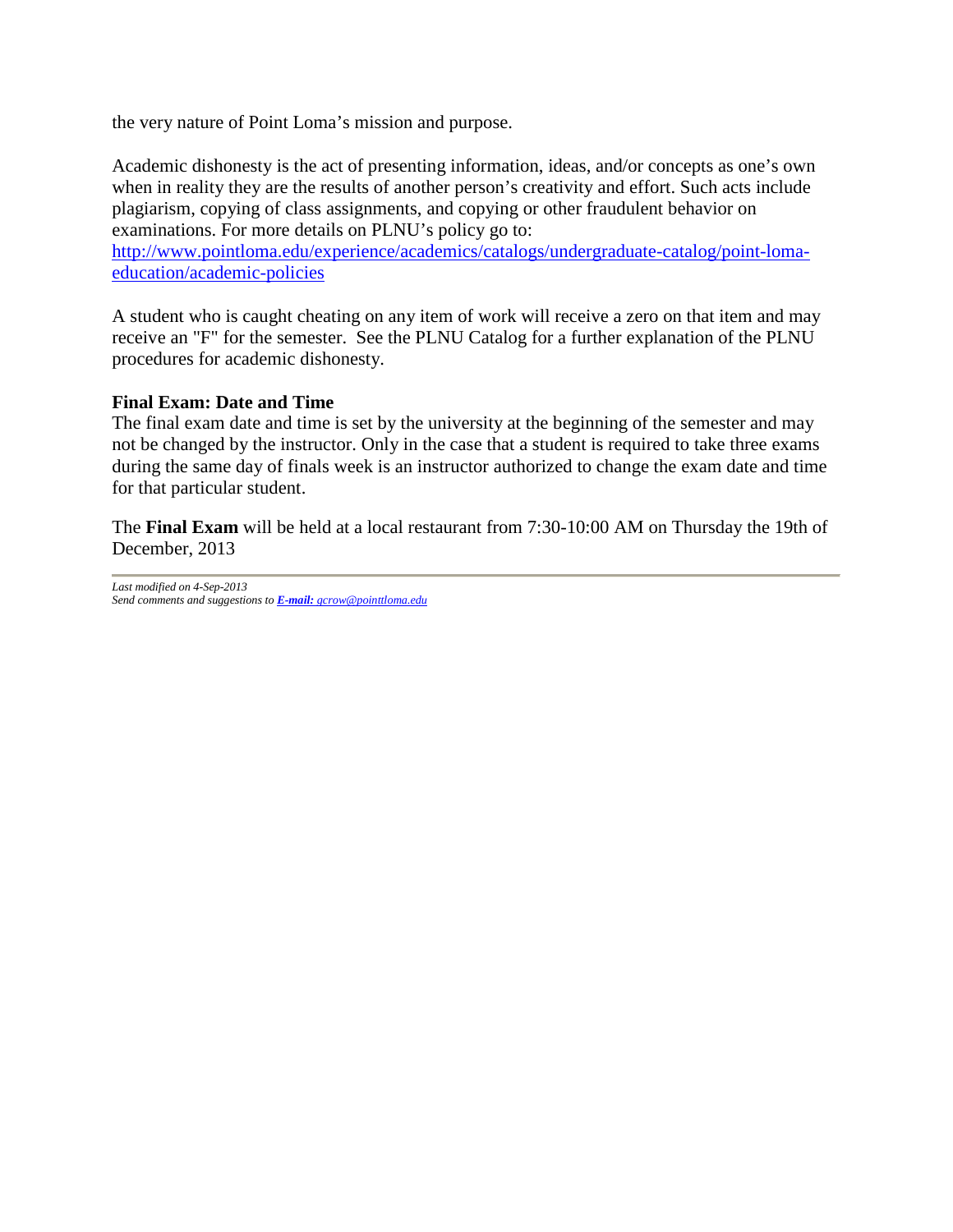the very nature of Point Loma's mission and purpose.

Academic dishonesty is the act of presenting information, ideas, and/or concepts as one's own when in reality they are the results of another person's creativity and effort. Such acts include plagiarism, copying of class assignments, and copying or other fraudulent behavior on examinations. For more details on PLNU's policy go to: [http://www.pointloma.edu/experience/academics/catalogs/undergraduate-catalog/point-loma-education/academic-policies](http://www.pointloma.edu/experience/academics/catalogs/undergraduate-catalog/point-loma-education/academic-policies)

A student who is caught cheating on any item of work will receive a zero on that item and may receive an "F" for the semester. See the PLNU Catalog for a further explanation of the PLNU procedures for academic dishonesty.

**Final Exam: Date and Time**

The final exam date and time is set by the university at the beginning of the semester and may not be changed by the instructor. Only in the case that a student is required to take three exams during the same day of finals week is an instructor authorized to change the exam date and time for that particular student.

The **Final Exam** will be held at a local restaurant from 7:30-10:00 AM on Thursday the 19th of December, 2013

---

*Last modified on 4-Sep-2013*
*Send comments and suggestions to **E-mail:** gcrow@pointloma.edu*